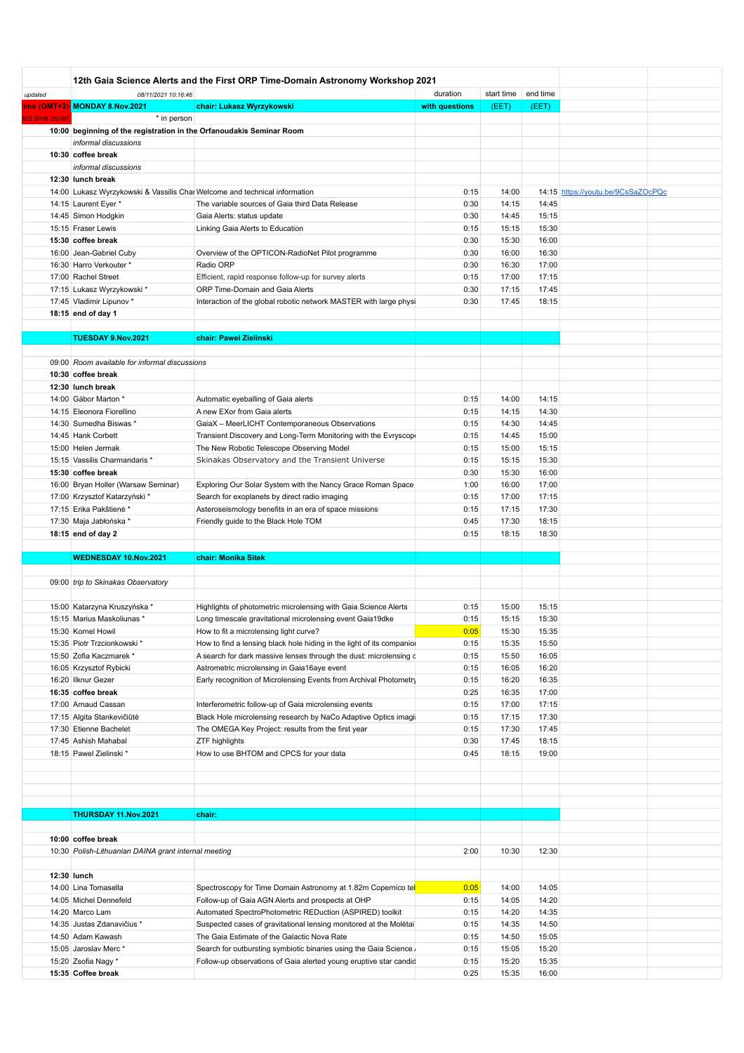| | 12th Gaia Science Alerts and the First ORP Time-Domain Astronomy Workshop 2021 | | | | | |
|---|---|---|---|---|---|---|
| *updated* | *08/11/2021 10:16:46* | | duration | start time | end time | |
| ime (GMT+2) | **MONDAY 8.Nov.2021** | **chair: Lukasz Wyrzykowski** | **with questions** | (EET) | (EET) | |
| ect time zone! | * in person | | | | | |
| **10:00** | **beginning of the registration in the Orfanoudakis Seminar Room** | | | | | |
| | *informal discussions* | | | | | |
| **10:30** | **coffee break** | | | | | |
| | *informal discussions* | | | | | |
| **12:30** | **lunch break** | | | | | |
| 14:00 | Lukasz Wyrzykowski & Vassilis Chai | Welcome and technical information | 0:15 | 14:00 | 14:15 | https://youtu.be/9CsSaZOcPQc |
| 14:15 | Laurent Eyer * | The variable sources of Gaia third Data Release | 0:30 | 14:15 | 14:45 | |
| 14:45 | Simon Hodgkin | Gaia Alerts: status update | 0:30 | 14:45 | 15:15 | |
| 15:15 | Fraser Lewis | Linking Gaia Alerts to Education | 0:15 | 15:15 | 15:30 | |
| **15:30** | **coffee break** | | 0:30 | 15:30 | 16:00 | |
| 16:00 | Jean-Gabriel Cuby | Overview of the OPTICON-RadioNet Pilot programme | 0:30 | 16:00 | 16:30 | |
| 16:30 | Harro Verkouter * | Radio ORP | 0:30 | 16:30 | 17:00 | |
| 17:00 | Rachel Street | Efficient, rapid response follow-up for survey alerts | 0:15 | 17:00 | 17:15 | |
| 17:15 | Lukasz Wyrzykowski * | ORP Time-Domain and Gaia Alerts | 0:30 | 17:15 | 17:45 | |
| 17:45 | Vladimir Lipunov * | Interaction of the global robotic network MASTER with large physi | 0:30 | 17:45 | 18:15 | |
| **18:15** | **end of day 1** | | | | | |
| | | | | | | |
| | **TUESDAY 9.Nov.2021** | **chair: Pawel Zielinski** | | | | |
| | | | | | | |
| 09:00 | *Room available for informal discussions* | | | | | |
| **10:30** | **coffee break** | | | | | |
| **12:30** | **lunch break** | | | | | |
| 14:00 | Gábor Marton * | Automatic eyeballing of Gaia alerts | 0:15 | 14:00 | 14:15 | |
| 14:15 | Eleonora Fiorellino | A new EXor from Gaia alerts | 0:15 | 14:15 | 14:30 | |
| 14:30 | Sumedha Biswas * | GaiaX – MeerLICHT Contemporaneous Observations | 0:15 | 14:30 | 14:45 | |
| 14:45 | Hank Corbett | Transient Discovery and Long-Term Monitoring with the Evryscop | 0:15 | 14:45 | 15:00 | |
| 15:00 | Helen Jermak | The New Robotic Telescope Observing Model | 0:15 | 15:00 | 15:15 | |
| 15:15 | Vassilis Charmandaris * | Skinakas Observatory and the Transient Universe | 0:15 | 15:15 | 15:30 | |
| **15:30** | **coffee break** | | 0:30 | 15:30 | 16:00 | |
| 16:00 | Bryan Holler (Warsaw Seminar) | Exploring Our Solar System with the Nancy Grace Roman Space | 1:00 | 16:00 | 17:00 | |
| 17:00 | Krzysztof Katarzyński * | Search for exoplanets by direct radio imaging | 0:15 | 17:00 | 17:15 | |
| 17:15 | Erika Pakštienė * | Asteroseismology benefits in an era of space missions | 0:15 | 17:15 | 17:30 | |
| 17:30 | Maja Jabłońska * | Friendly guide to the Black Hole TOM | 0:45 | 17:30 | 18:15 | |
| **18:15** | **end of day 2** | | 0:15 | 18:15 | 18:30 | |
| | | | | | | |
| | **WEDNESDAY 10.Nov.2021** | **chair: Monika Sitek** | | | | |
| | | | | | | |
| 09:00 | *trip to Skinakas Observatory* | | | | | |
| | | | | | | |
| 15:00 | Katarzyna Kruszyńska * | Highlights of photometric microlensing with Gaia Science Alerts | 0:15 | 15:00 | 15:15 | |
| 15:15 | Marius Maskoliunas * | Long timescale gravitational microlensing event Gaia19dke | 0:15 | 15:15 | 15:30 | |
| 15:30 | Kornel Howil | How to fit a microlensing light curve? | 0:05 | 15:30 | 15:35 | |
| 15:35 | Piotr Trzcionkowski * | How to find a lensing black hole hiding in the light of its companio | 0:15 | 15:35 | 15:50 | |
| 15:50 | Zofia Kaczmarek * | A search for dark massive lenses through the dust: microlensing c | 0:15 | 15:50 | 16:05 | |
| 16:05 | Krzysztof Rybicki | Astrometric microlensing in Gaia16aye event | 0:15 | 16:05 | 16:20 | |
| 16:20 | Ilknur Gezer | Early recognition of Microlensing Events from Archival Photometry | 0:15 | 16:20 | 16:35 | |
| **16:35** | **coffee break** | | 0:25 | 16:35 | 17:00 | |
| 17:00 | Arnaud Cassan | Interferometric follow-up of Gaia microlensing events | 0:15 | 17:00 | 17:15 | |
| 17:15 | Algita Stankevičiūtė | Black Hole microlensing research by NaCo Adaptive Optics imagi | 0:15 | 17:15 | 17:30 | |
| 17:30 | Etienne Bachelet | The OMEGA Key Project: results from the first year | 0:15 | 17:30 | 17:45 | |
| 17:45 | Ashish Mahabal | ZTF highlights | 0:30 | 17:45 | 18:15 | |
| 18:15 | Pawel Zielinski * | How to use BHTOM and CPCS for your data | 0:45 | 18:15 | 19:00 | |
| | | | | | | |
| | **THURSDAY 11.Nov.2021** | **chair:** | | | | |
| | | | | | | |
| **10:00** | **coffee break** | | | | | |
| 10:30 | *Polish-Lithuanian DAINA grant internal meeting* | | 2:00 | 10:30 | 12:30 | |
| | | | | | | |
| **12:30** | **lunch** | | | | | |
| 14:00 | Lina Tomasella | Spectroscopy for Time Domain Astronomy at 1.82m Copernico tel | 0:05 | 14:00 | 14:05 | |
| 14:05 | Michel Dennefeld | Follow-up of Gaia AGN Alerts and prospects at OHP | 0:15 | 14:05 | 14:20 | |
| 14:20 | Marco Lam | Automated SpectroPhotometric REDuction (ASPIRED) toolkit | 0:15 | 14:20 | 14:35 | |
| 14:35 | Justas Zdanavičius * | Suspected cases of gravitational lensing monitored at the Molėtai | 0:15 | 14:35 | 14:50 | |
| 14:50 | Adam Kawash | The Gaia Estimate of the Galactic Nova Rate | 0:15 | 14:50 | 15:05 | |
| 15:05 | Jaroslav Merc * | Search for outbursting symbiotic binaries using the Gaia Science | 0:15 | 15:05 | 15:20 | |
| 15:20 | Zsofia Nagy * | Follow-up observations of Gaia alerted young eruptive star candid | 0:15 | 15:20 | 15:35 | |
| **15:35** | **Coffee break** | | 0:25 | 15:35 | 16:00 | |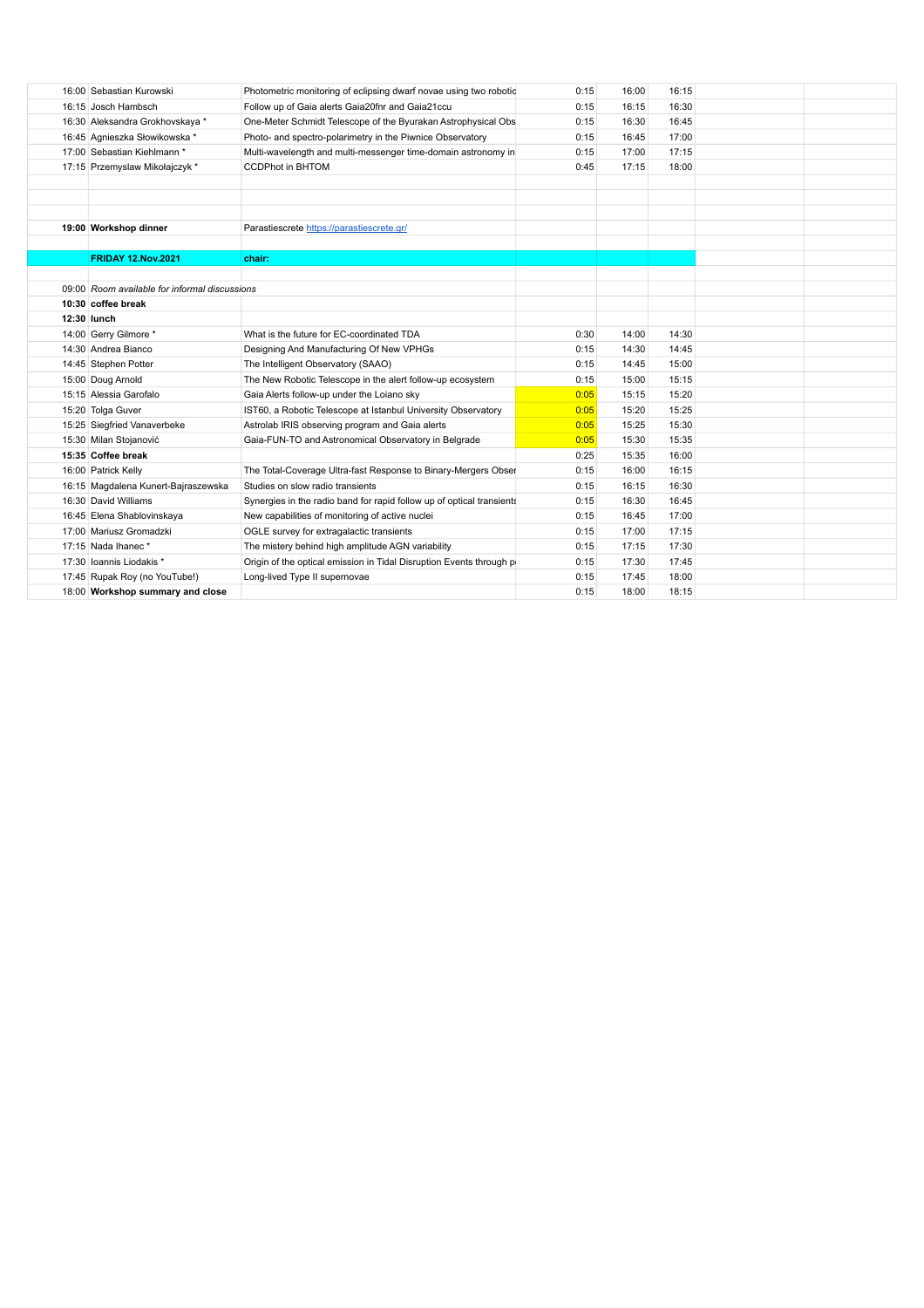| | | | | | | | |
|---|---|---|---|---|---|---|---|
| 16:00 | Sebastian Kurowski | Photometric monitoring of eclipsing dwarf novae using two robotic | 0:15 | 16:00 | 16:15 | | |
| 16:15 | Josch Hambsch | Follow up of Gaia alerts Gaia20fnr and Gaia21ccu | 0:15 | 16:15 | 16:30 | | |
| 16:30 | Aleksandra Grokhovskaya * | One-Meter Schmidt Telescope of the Byurakan Astrophysical Obs | 0:15 | 16:30 | 16:45 | | |
| 16:45 | Agnieszka Słowikowska * | Photo- and spectro-polarimetry in the Piwnice Observatory | 0:15 | 16:45 | 17:00 | | |
| 17:00 | Sebastian Kiehlmann * | Multi-wavelength and multi-messenger time-domain astronomy in | 0:15 | 17:00 | 17:15 | | |
| 17:15 | Przemyslaw Mikołajczyk * | CCDPhot in BHTOM | 0:45 | 17:15 | 18:00 | | |
| | | | | | | | |
| | | | | | | | |
| | | | | | | | |
| **19:00** | **Workshop dinner** | Parastiescrete https://parastiescrete.gr/ | | | | | |
| | | | | | | | |
| | **FRIDAY 12.Nov.2021** | **chair:** | | | | | |
| | | | | | | | |
| 09:00 | *Room available for informal discussions* | | | | | | |
| **10:30** | **coffee break** | | | | | | |
| **12:30** | **lunch** | | | | | | |
| 14:00 | Gerry Gilmore * | What is the future for EC-coordinated TDA | 0:30 | 14:00 | 14:30 | | |
| 14:30 | Andrea Bianco | Designing And Manufacturing Of New VPHGs | 0:15 | 14:30 | 14:45 | | |
| 14:45 | Stephen Potter | The Intelligent Observatory (SAAO) | 0:15 | 14:45 | 15:00 | | |
| 15:00 | Doug Arnold | The New Robotic Telescope in the alert follow-up ecosystem | 0:15 | 15:00 | 15:15 | | |
| 15:15 | Alessia Garofalo | Gaia Alerts follow-up under the Loiano sky | 0:05 | 15:15 | 15:20 | | |
| 15:20 | Tolga Guver | IST60, a Robotic Telescope at Istanbul University Observatory | 0:05 | 15:20 | 15:25 | | |
| 15:25 | Siegfried Vanaverbeke | Astrolab IRIS observing program and Gaia alerts | 0:05 | 15:25 | 15:30 | | |
| 15:30 | Milan Stojanović | Gaia-FUN-TO and Astronomical Observatory in Belgrade | 0:05 | 15:30 | 15:35 | | |
| **15:35** | **Coffee break** | | 0:25 | 15:35 | 16:00 | | |
| 16:00 | Patrick Kelly | The Total-Coverage Ultra-fast Response to Binary-Mergers Obser | 0:15 | 16:00 | 16:15 | | |
| 16:15 | Magdalena Kunert-Bajraszewska | Studies on slow radio transients | 0:15 | 16:15 | 16:30 | | |
| 16:30 | David Williams | Synergies in the radio band for rapid follow up of optical transients | 0:15 | 16:30 | 16:45 | | |
| 16:45 | Elena Shablovinskaya | New capabilities of monitoring of active nuclei | 0:15 | 16:45 | 17:00 | | |
| 17:00 | Mariusz Gromadzki | OGLE survey for extragalactic transients | 0:15 | 17:00 | 17:15 | | |
| 17:15 | Nada Ihanec * | The mistery behind high amplitude AGN variability | 0:15 | 17:15 | 17:30 | | |
| 17:30 | Ioannis Liodakis * | Origin of the optical emission in Tidal Disruption Events through p | 0:15 | 17:30 | 17:45 | | |
| 17:45 | Rupak Roy (no YouTube!) | Long-lived Type II supernovae | 0:15 | 17:45 | 18:00 | | |
| 18:00 | **Workshop summary and close** | | 0:15 | 18:00 | 18:15 | | |